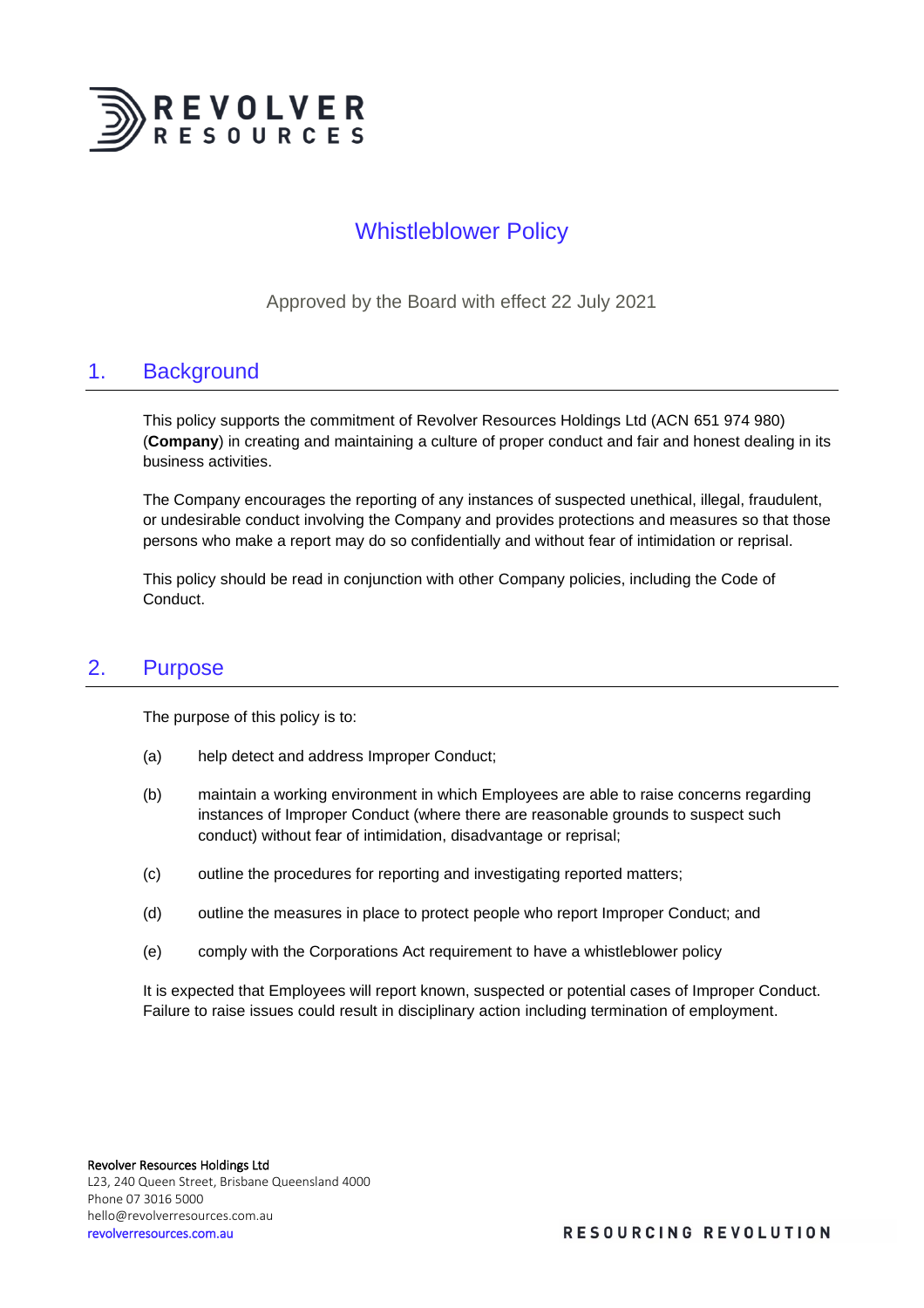# Whistleblower Policy

Approved by the Board with effect 22 July 2021

## 1. Background

This policy supports the commitment of Revolver Resources Holdings Ltd (ACN 651 974 980) (**Company**) in creating and maintaining a culture of proper conduct and fair and honest dealing in its business activities.

The Company encourages the reporting of any instances of suspected unethical, illegal, fraudulent, or undesirable conduct involving the Company and provides protections and measures so that those persons who make a report may do so confidentially and without fear of intimidation or reprisal.

This policy should be read in conjunction with other Company policies, including the Code of Conduct.

## 2. Purpose

The purpose of this policy is to:

(a) help detect and address Improper Conduct;

(b) maintain a working environment in which Employees are able to raise concerns regarding instances of Improper Conduct (where there are reasonable grounds to suspect such conduct) without fear of intimidation, disadvantage or reprisal;

(c) outline the procedures for reporting and investigating reported matters;

(d) outline the measures in place to protect people who report Improper Conduct; and

(e) comply with the Corporations Act requirement to have a whistleblower policy

It is expected that Employees will report known, suspected or potential cases of Improper Conduct. Failure to raise issues could result in disciplinary action including termination of employment.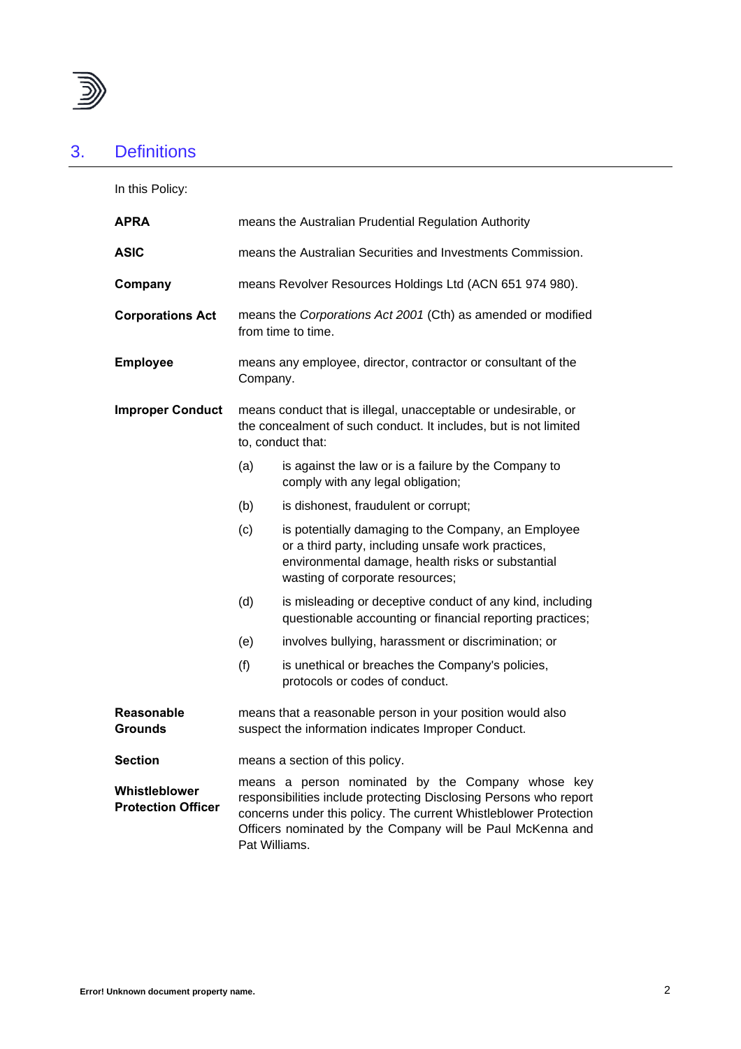## 3. Definitions

In this Policy:

**APRA** means the Australian Prudential Regulation Authority

**ASIC** means the Australian Securities and Investments Commission.

**Company** means Revolver Resources Holdings Ltd (ACN 651 974 980).

**Corporations Act** means the *Corporations Act 2001* (Cth) as amended or modified from time to time.

**Employee** means any employee, director, contractor or consultant of the Company.

**Improper Conduct** means conduct that is illegal, unacceptable or undesirable, or the concealment of such conduct. It includes, but is not limited to, conduct that:

(a) is against the law or is a failure by the Company to comply with any legal obligation;

(b) is dishonest, fraudulent or corrupt;

(c) is potentially damaging to the Company, an Employee or a third party, including unsafe work practices, environmental damage, health risks or substantial wasting of corporate resources;

(d) is misleading or deceptive conduct of any kind, including questionable accounting or financial reporting practices;

(e) involves bullying, harassment or discrimination; or

(f) is unethical or breaches the Company's policies, protocols or codes of conduct.

**Reasonable Grounds** means that a reasonable person in your position would also suspect the information indicates Improper Conduct.

**Section** means a section of this policy.

**Whistleblower Protection Officer** means a person nominated by the Company whose key responsibilities include protecting Disclosing Persons who report concerns under this policy. The current Whistleblower Protection Officers nominated by the Company will be Paul McKenna and Pat Williams.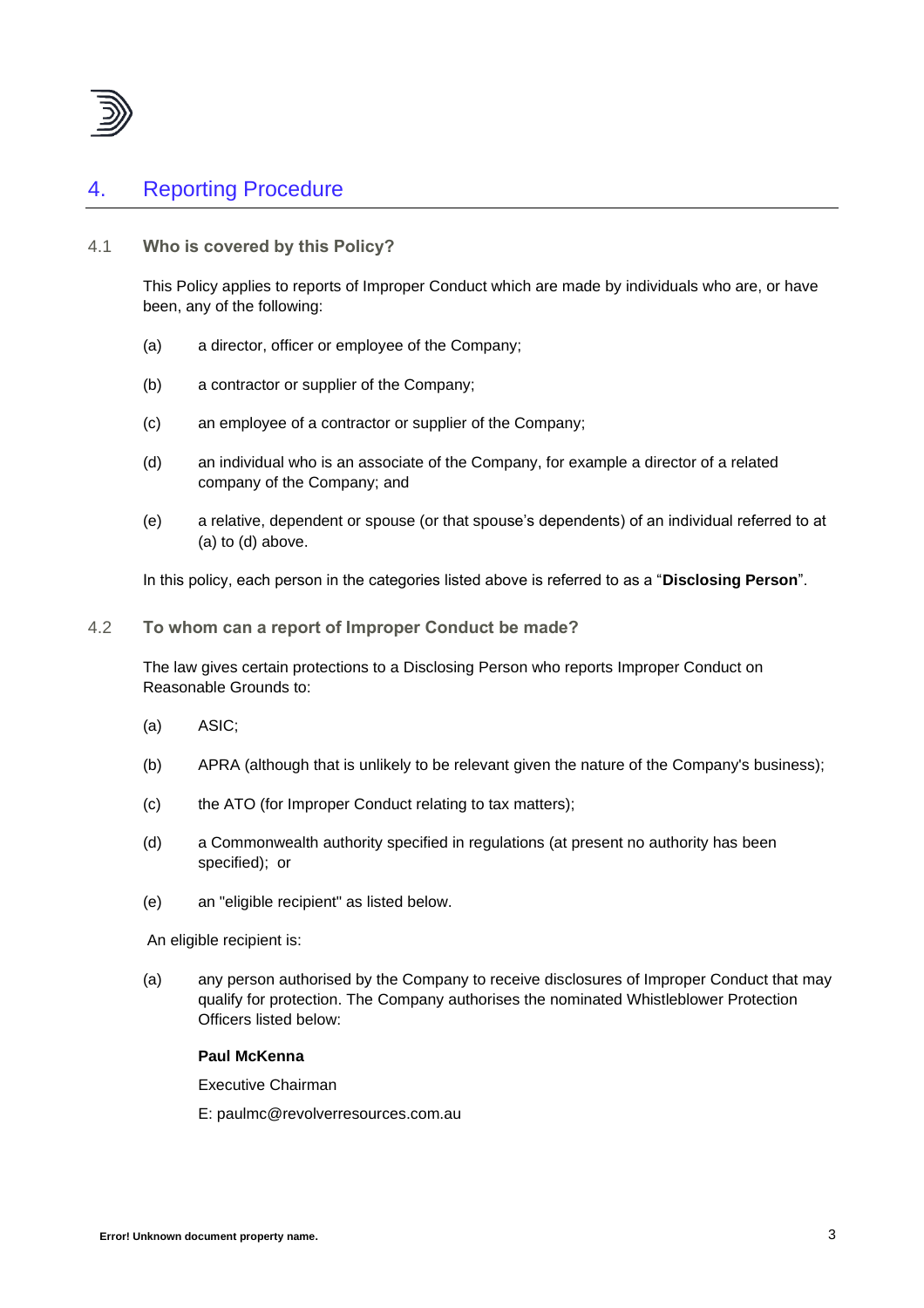## 4. Reporting Procedure

### 4.1 Who is covered by this Policy?

This Policy applies to reports of Improper Conduct which are made by individuals who are, or have been, any of the following:

(a) a director, officer or employee of the Company;

(b) a contractor or supplier of the Company;

(c) an employee of a contractor or supplier of the Company;

(d) an individual who is an associate of the Company, for example a director of a related company of the Company; and

(e) a relative, dependent or spouse (or that spouse's dependents) of an individual referred to at (a) to (d) above.

In this policy, each person in the categories listed above is referred to as a "**Disclosing Person**".

### 4.2 To whom can a report of Improper Conduct be made?

The law gives certain protections to a Disclosing Person who reports Improper Conduct on Reasonable Grounds to:

(a) ASIC;

(b) APRA (although that is unlikely to be relevant given the nature of the Company's business);

(c) the ATO (for Improper Conduct relating to tax matters);

(d) a Commonwealth authority specified in regulations (at present no authority has been specified); or

(e) an "eligible recipient" as listed below.

An eligible recipient is:

(a) any person authorised by the Company to receive disclosures of Improper Conduct that may qualify for protection. The Company authorises the nominated Whistleblower Protection Officers listed below:

**Paul McKenna**

Executive Chairman

E: paulmc@revolverresources.com.au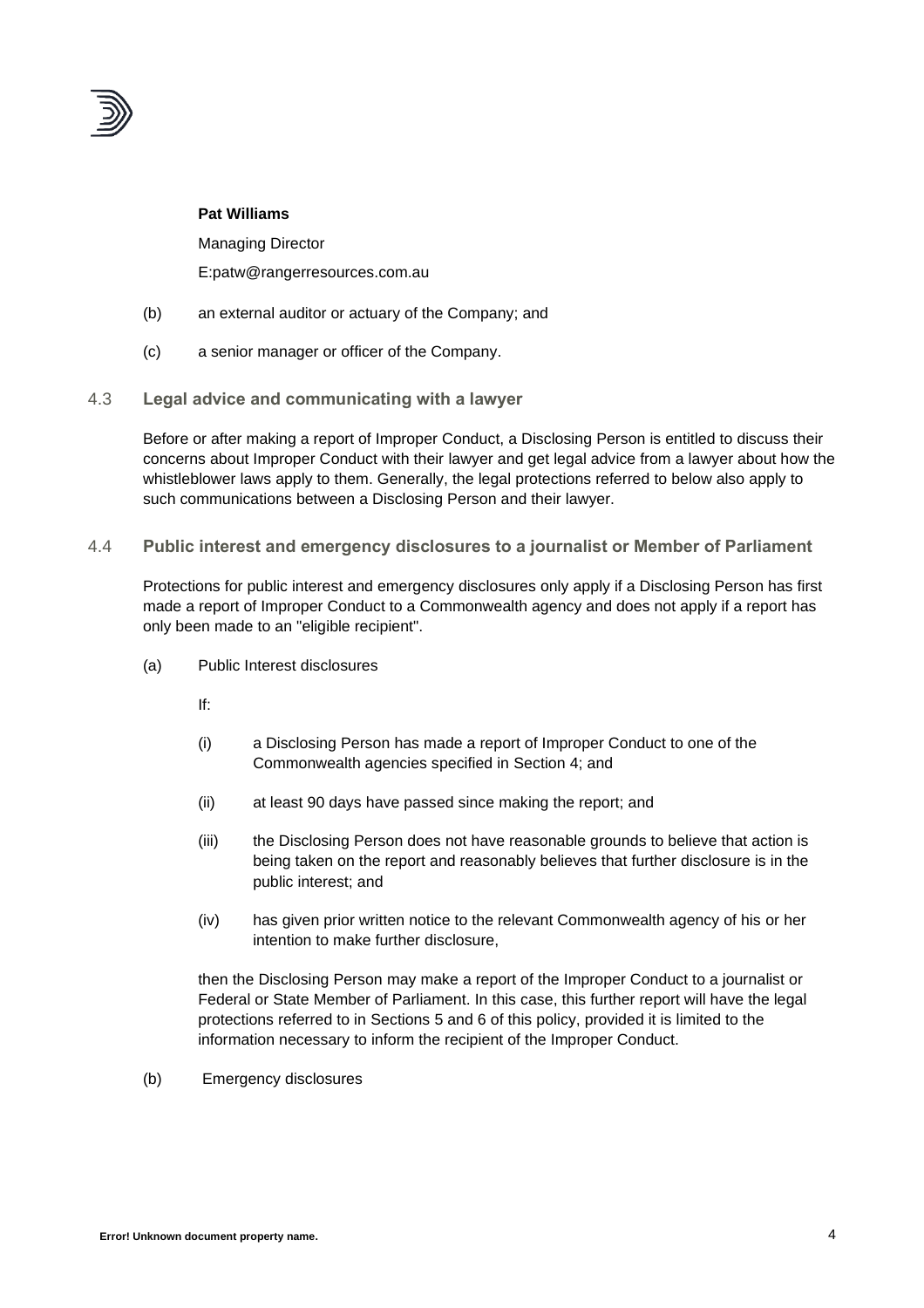**Pat Williams**

Managing Director

E:patw@rangerresources.com.au

(b) an external auditor or actuary of the Company; and

(c) a senior manager or officer of the Company.

### 4.3 Legal advice and communicating with a lawyer

Before or after making a report of Improper Conduct, a Disclosing Person is entitled to discuss their concerns about Improper Conduct with their lawyer and get legal advice from a lawyer about how the whistleblower laws apply to them. Generally, the legal protections referred to below also apply to such communications between a Disclosing Person and their lawyer.

### 4.4 Public interest and emergency disclosures to a journalist or Member of Parliament

Protections for public interest and emergency disclosures only apply if a Disclosing Person has first made a report of Improper Conduct to a Commonwealth agency and does not apply if a report has only been made to an "eligible recipient".

(a) Public Interest disclosures

If:

(i) a Disclosing Person has made a report of Improper Conduct to one of the Commonwealth agencies specified in Section 4; and

(ii) at least 90 days have passed since making the report; and

(iii) the Disclosing Person does not have reasonable grounds to believe that action is being taken on the report and reasonably believes that further disclosure is in the public interest; and

(iv) has given prior written notice to the relevant Commonwealth agency of his or her intention to make further disclosure,

then the Disclosing Person may make a report of the Improper Conduct to a journalist or Federal or State Member of Parliament. In this case, this further report will have the legal protections referred to in Sections 5 and 6 of this policy, provided it is limited to the information necessary to inform the recipient of the Improper Conduct.

(b) Emergency disclosures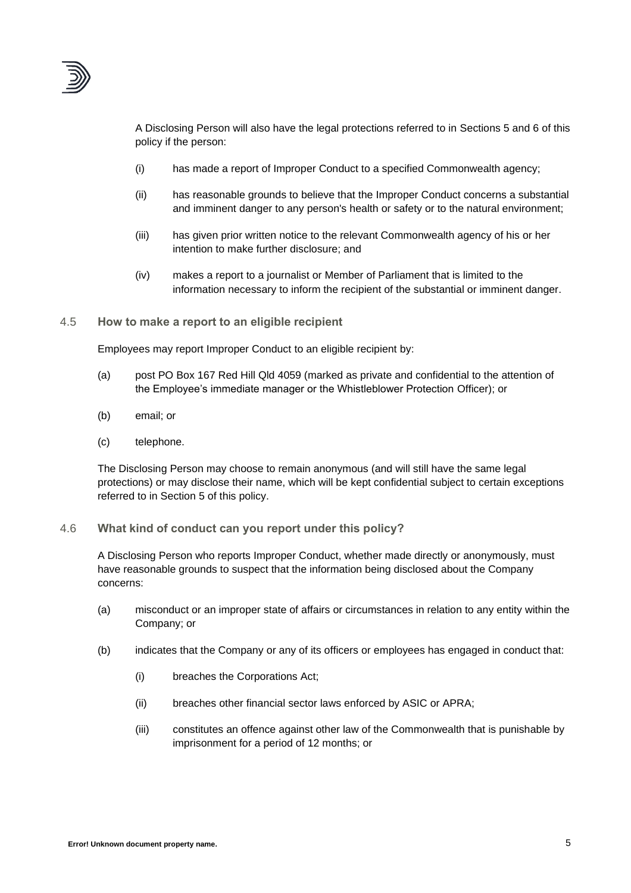A Disclosing Person will also have the legal protections referred to in Sections 5 and 6 of this policy if the person:

(i) has made a report of Improper Conduct to a specified Commonwealth agency;

(ii) has reasonable grounds to believe that the Improper Conduct concerns a substantial and imminent danger to any person's health or safety or to the natural environment;

(iii) has given prior written notice to the relevant Commonwealth agency of his or her intention to make further disclosure; and

(iv) makes a report to a journalist or Member of Parliament that is limited to the information necessary to inform the recipient of the substantial or imminent danger.

### 4.5 How to make a report to an eligible recipient

Employees may report Improper Conduct to an eligible recipient by:

(a) post PO Box 167 Red Hill Qld 4059 (marked as private and confidential to the attention of the Employee's immediate manager or the Whistleblower Protection Officer); or

(b) email; or

(c) telephone.

The Disclosing Person may choose to remain anonymous (and will still have the same legal protections) or may disclose their name, which will be kept confidential subject to certain exceptions referred to in Section 5 of this policy.

### 4.6 What kind of conduct can you report under this policy?

A Disclosing Person who reports Improper Conduct, whether made directly or anonymously, must have reasonable grounds to suspect that the information being disclosed about the Company concerns:

(a) misconduct or an improper state of affairs or circumstances in relation to any entity within the Company; or

(b) indicates that the Company or any of its officers or employees has engaged in conduct that:

(i) breaches the Corporations Act;

(ii) breaches other financial sector laws enforced by ASIC or APRA;

(iii) constitutes an offence against other law of the Commonwealth that is punishable by imprisonment for a period of 12 months; or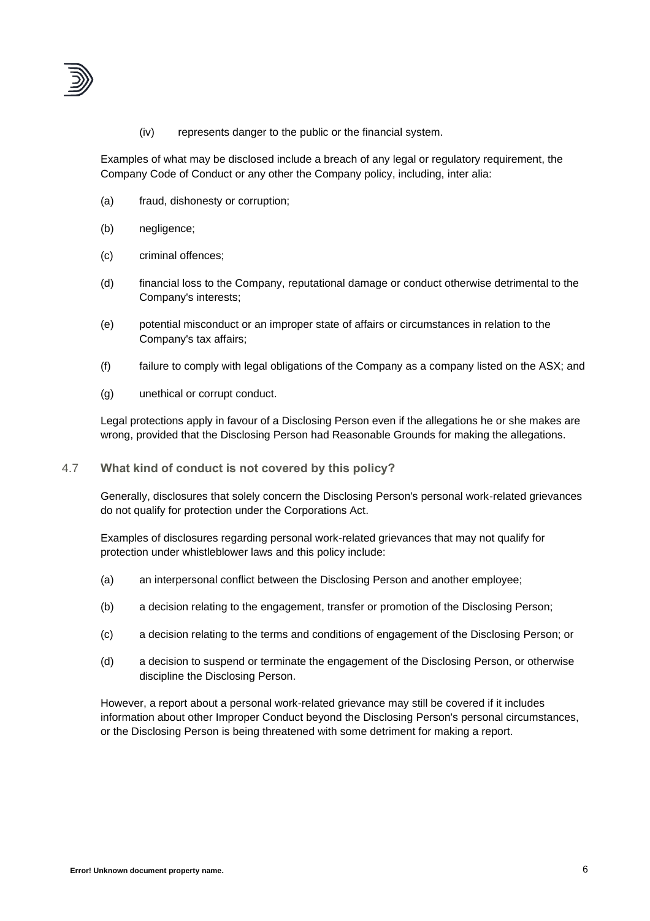(iv) represents danger to the public or the financial system.

Examples of what may be disclosed include a breach of any legal or regulatory requirement, the Company Code of Conduct or any other the Company policy, including, inter alia:

(a) fraud, dishonesty or corruption;

(b) negligence;

(c) criminal offences;

(d) financial loss to the Company, reputational damage or conduct otherwise detrimental to the Company's interests;

(e) potential misconduct or an improper state of affairs or circumstances in relation to the Company's tax affairs;

(f) failure to comply with legal obligations of the Company as a company listed on the ASX; and

(g) unethical or corrupt conduct.

Legal protections apply in favour of a Disclosing Person even if the allegations he or she makes are wrong, provided that the Disclosing Person had Reasonable Grounds for making the allegations.

### 4.7 What kind of conduct is not covered by this policy?

Generally, disclosures that solely concern the Disclosing Person's personal work-related grievances do not qualify for protection under the Corporations Act.

Examples of disclosures regarding personal work-related grievances that may not qualify for protection under whistleblower laws and this policy include:

(a) an interpersonal conflict between the Disclosing Person and another employee;

(b) a decision relating to the engagement, transfer or promotion of the Disclosing Person;

(c) a decision relating to the terms and conditions of engagement of the Disclosing Person; or

(d) a decision to suspend or terminate the engagement of the Disclosing Person, or otherwise discipline the Disclosing Person.

However, a report about a personal work-related grievance may still be covered if it includes information about other Improper Conduct beyond the Disclosing Person's personal circumstances, or the Disclosing Person is being threatened with some detriment for making a report.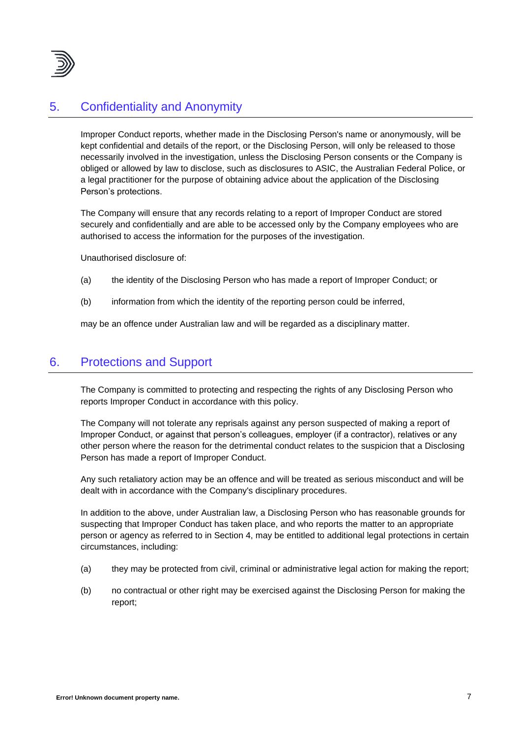## 5. Confidentiality and Anonymity

Improper Conduct reports, whether made in the Disclosing Person's name or anonymously, will be kept confidential and details of the report, or the Disclosing Person, will only be released to those necessarily involved in the investigation, unless the Disclosing Person consents or the Company is obliged or allowed by law to disclose, such as disclosures to ASIC, the Australian Federal Police, or a legal practitioner for the purpose of obtaining advice about the application of the Disclosing Person's protections.

The Company will ensure that any records relating to a report of Improper Conduct are stored securely and confidentially and are able to be accessed only by the Company employees who are authorised to access the information for the purposes of the investigation.

Unauthorised disclosure of:

(a) the identity of the Disclosing Person who has made a report of Improper Conduct; or

(b) information from which the identity of the reporting person could be inferred,

may be an offence under Australian law and will be regarded as a disciplinary matter.

## 6. Protections and Support

The Company is committed to protecting and respecting the rights of any Disclosing Person who reports Improper Conduct in accordance with this policy.

The Company will not tolerate any reprisals against any person suspected of making a report of Improper Conduct, or against that person's colleagues, employer (if a contractor), relatives or any other person where the reason for the detrimental conduct relates to the suspicion that a Disclosing Person has made a report of Improper Conduct.

Any such retaliatory action may be an offence and will be treated as serious misconduct and will be dealt with in accordance with the Company's disciplinary procedures.

In addition to the above, under Australian law, a Disclosing Person who has reasonable grounds for suspecting that Improper Conduct has taken place, and who reports the matter to an appropriate person or agency as referred to in Section 4, may be entitled to additional legal protections in certain circumstances, including:

(a) they may be protected from civil, criminal or administrative legal action for making the report;

(b) no contractual or other right may be exercised against the Disclosing Person for making the report;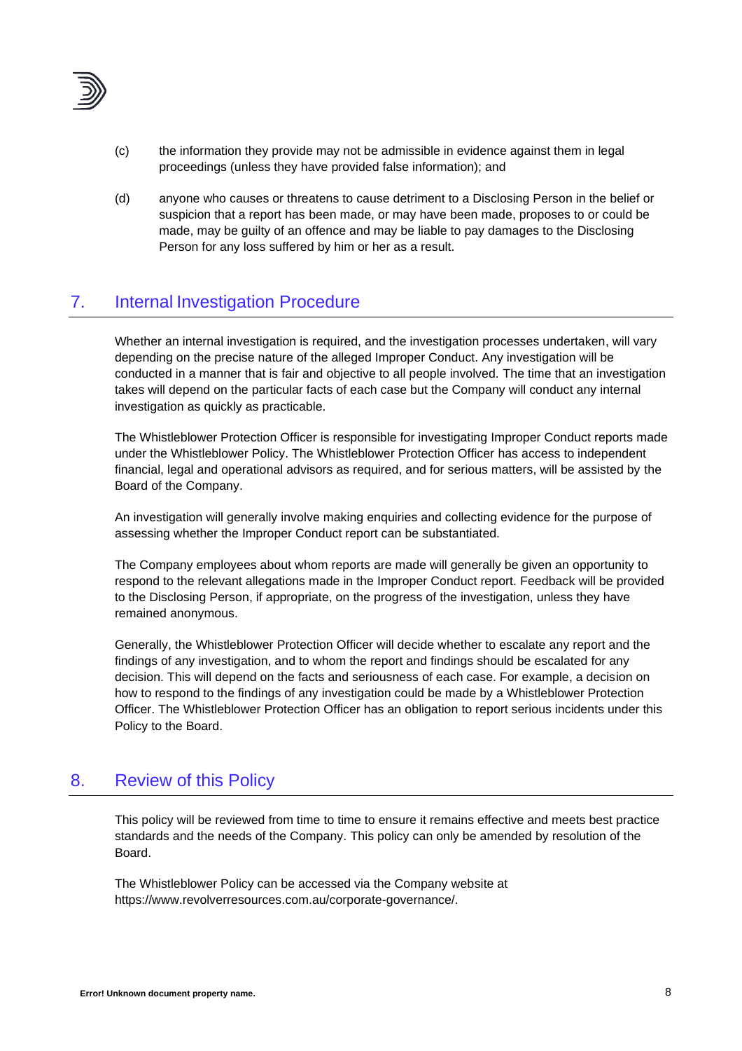(c) the information they provide may not be admissible in evidence against them in legal proceedings (unless they have provided false information); and

(d) anyone who causes or threatens to cause detriment to a Disclosing Person in the belief or suspicion that a report has been made, or may have been made, proposes to or could be made, may be guilty of an offence and may be liable to pay damages to the Disclosing Person for any loss suffered by him or her as a result.

## 7. Internal Investigation Procedure

Whether an internal investigation is required, and the investigation processes undertaken, will vary depending on the precise nature of the alleged Improper Conduct. Any investigation will be conducted in a manner that is fair and objective to all people involved. The time that an investigation takes will depend on the particular facts of each case but the Company will conduct any internal investigation as quickly as practicable.

The Whistleblower Protection Officer is responsible for investigating Improper Conduct reports made under the Whistleblower Policy. The Whistleblower Protection Officer has access to independent financial, legal and operational advisors as required, and for serious matters, will be assisted by the Board of the Company.

An investigation will generally involve making enquiries and collecting evidence for the purpose of assessing whether the Improper Conduct report can be substantiated.

The Company employees about whom reports are made will generally be given an opportunity to respond to the relevant allegations made in the Improper Conduct report. Feedback will be provided to the Disclosing Person, if appropriate, on the progress of the investigation, unless they have remained anonymous.

Generally, the Whistleblower Protection Officer will decide whether to escalate any report and the findings of any investigation, and to whom the report and findings should be escalated for any decision. This will depend on the facts and seriousness of each case. For example, a decision on how to respond to the findings of any investigation could be made by a Whistleblower Protection Officer. The Whistleblower Protection Officer has an obligation to report serious incidents under this Policy to the Board.

## 8. Review of this Policy

This policy will be reviewed from time to time to ensure it remains effective and meets best practice standards and the needs of the Company. This policy can only be amended by resolution of the Board.

The Whistleblower Policy can be accessed via the Company website at https://www.revolverresources.com.au/corporate-governance/.